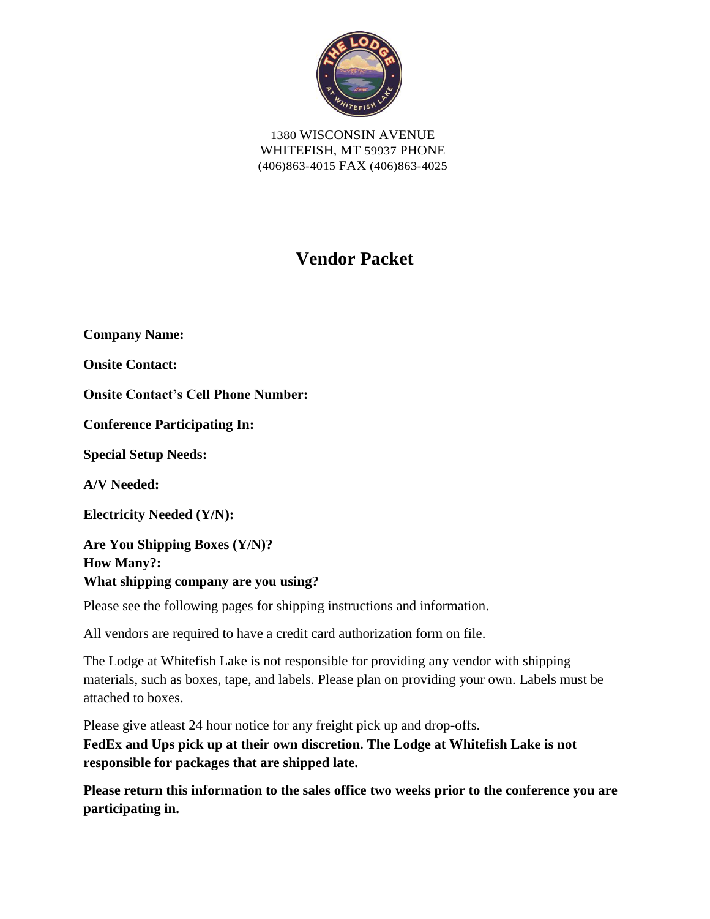1380 WISCONSIN AVENUE
WHITEFISH, MT 59937 PHONE
(406)863-4015 FAX (406)863-4025

# Vendor Packet

**Company Name:**

**Onsite Contact:**

**Onsite Contact's Cell Phone Number:**

**Conference Participating In:**

**Special Setup Needs:**

**A/V Needed:**

**Electricity Needed (Y/N):**

**Are You Shipping Boxes (Y/N)?**
**How Many?:**
**What shipping company are you using?**

Please see the following pages for shipping instructions and information.

All vendors are required to have a credit card authorization form on file.

The Lodge at Whitefish Lake is not responsible for providing any vendor with shipping materials, such as boxes, tape, and labels. Please plan on providing your own. Labels must be attached to boxes.

Please give atleast 24 hour notice for any freight pick up and drop-offs.
**FedEx and Ups pick up at their own discretion. The Lodge at Whitefish Lake is not responsible for packages that are shipped late.**

**Please return this information to the sales office two weeks prior to the conference you are participating in.**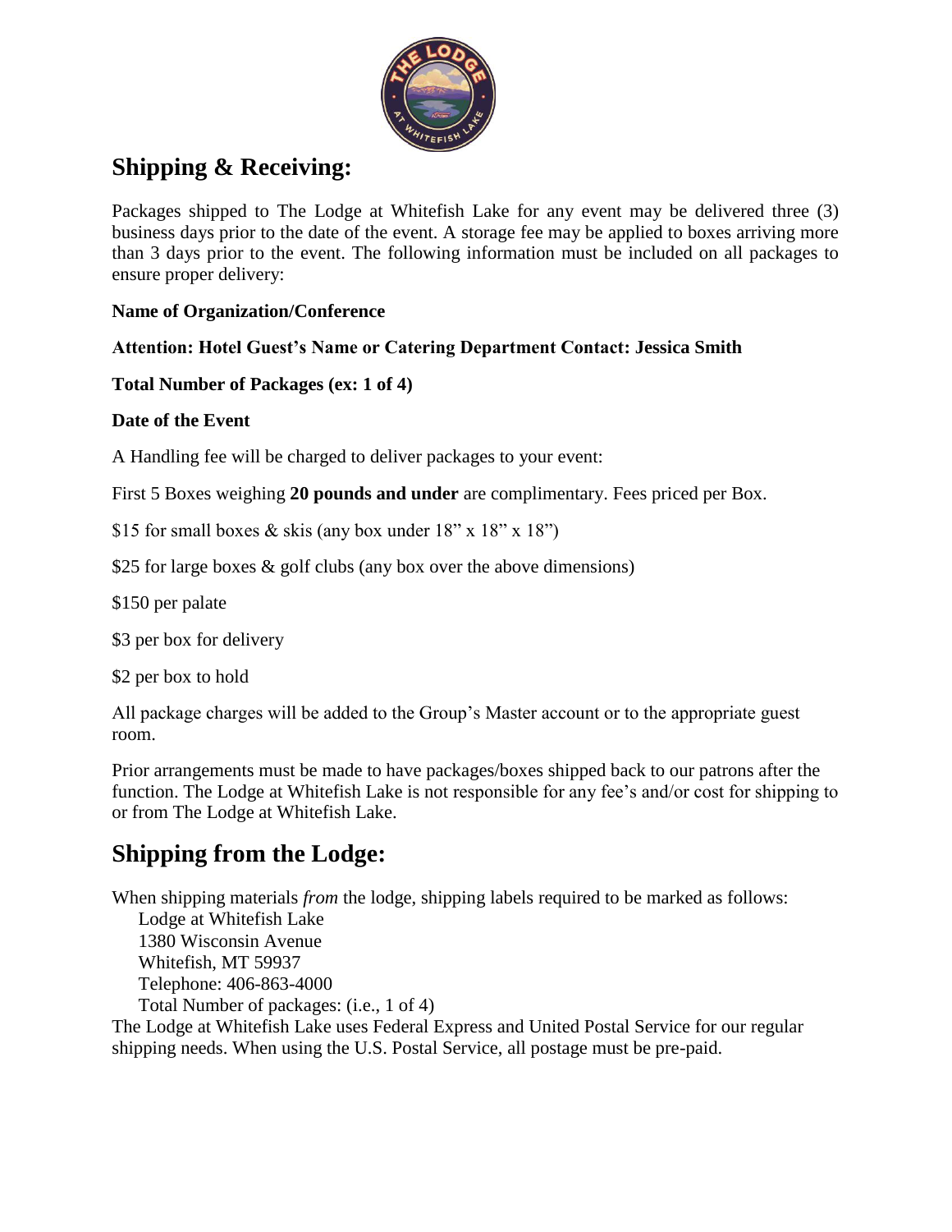## Shipping & Receiving:

Packages shipped to The Lodge at Whitefish Lake for any event may be delivered three (3) business days prior to the date of the event. A storage fee may be applied to boxes arriving more than 3 days prior to the event. The following information must be included on all packages to ensure proper delivery:

**Name of Organization/Conference**

**Attention: Hotel Guest's Name or Catering Department Contact: Jessica Smith**

**Total Number of Packages (ex: 1 of 4)**

**Date of the Event**

A Handling fee will be charged to deliver packages to your event:

First 5 Boxes weighing **20 pounds and under** are complimentary. Fees priced per Box.

$15 for small boxes & skis (any box under 18" x 18" x 18")

$25 for large boxes & golf clubs (any box over the above dimensions)

$150 per palate

$3 per box for delivery

$2 per box to hold

All package charges will be added to the Group's Master account or to the appropriate guest room.

Prior arrangements must be made to have packages/boxes shipped back to our patrons after the function. The Lodge at Whitefish Lake is not responsible for any fee's and/or cost for shipping to or from The Lodge at Whitefish Lake.

## Shipping from the Lodge:

When shipping materials *from* the lodge, shipping labels required to be marked as follows:

Lodge at Whitefish Lake
1380 Wisconsin Avenue
Whitefish, MT 59937
Telephone: 406-863-4000
Total Number of packages: (i.e., 1 of 4)

The Lodge at Whitefish Lake uses Federal Express and United Postal Service for our regular shipping needs. When using the U.S. Postal Service, all postage must be pre-paid.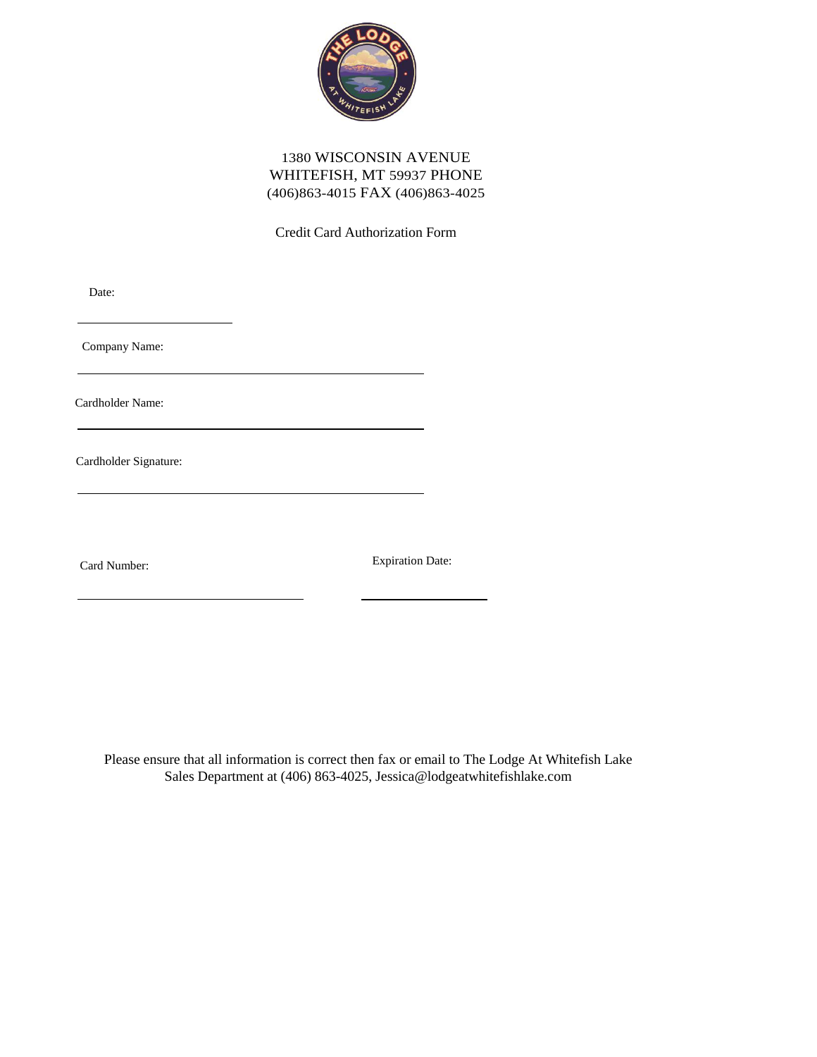1380 WISCONSIN AVENUE
WHITEFISH, MT 59937 PHONE
(406)863-4015 FAX (406)863-4025

Credit Card Authorization Form

Date:

______________________

Company Name:

__________________________________________________

Cardholder Name:

__________________________________________________

Cardholder Signature:

__________________________________________________

Card Number: ________________________________ Expiration Date: __________________

Please ensure that all information is correct then fax or email to The Lodge At Whitefish Lake Sales Department at (406) 863-4025, Jessica@lodgeatwhitefishlake.com